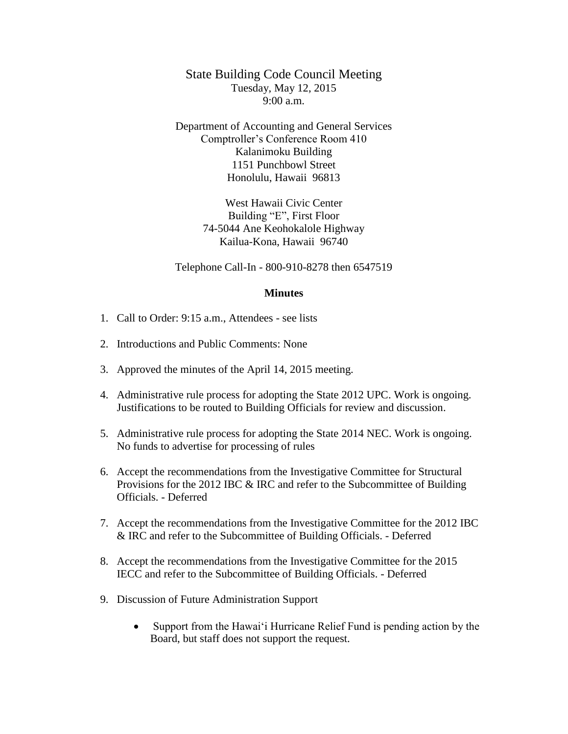# State Building Code Council Meeting

Tuesday, May 12, 2015
9:00 a.m.

Department of Accounting and General Services
Comptroller's Conference Room 410
Kalanimoku Building
1151 Punchbowl Street
Honolulu, Hawaii 96813

West Hawaii Civic Center
Building "E", First Floor
74-5044 Ane Keohokalole Highway
Kailua-Kona, Hawaii 96740

Telephone Call-In - 800-910-8278 then 6547519

## Minutes

1. Call to Order: 9:15 a.m., Attendees - see lists

2. Introductions and Public Comments: None

3. Approved the minutes of the April 14, 2015 meeting.

4. Administrative rule process for adopting the State 2012 UPC. Work is ongoing. Justifications to be routed to Building Officials for review and discussion.

5. Administrative rule process for adopting the State 2014 NEC. Work is ongoing. No funds to advertise for processing of rules

6. Accept the recommendations from the Investigative Committee for Structural Provisions for the 2012 IBC & IRC and refer to the Subcommittee of Building Officials. - Deferred

7. Accept the recommendations from the Investigative Committee for the 2012 IBC & IRC and refer to the Subcommittee of Building Officials. - Deferred

8. Accept the recommendations from the Investigative Committee for the 2015 IECC and refer to the Subcommittee of Building Officials. - Deferred

9. Discussion of Future Administration Support

   - Support from the Hawai'i Hurricane Relief Fund is pending action by the Board, but staff does not support the request.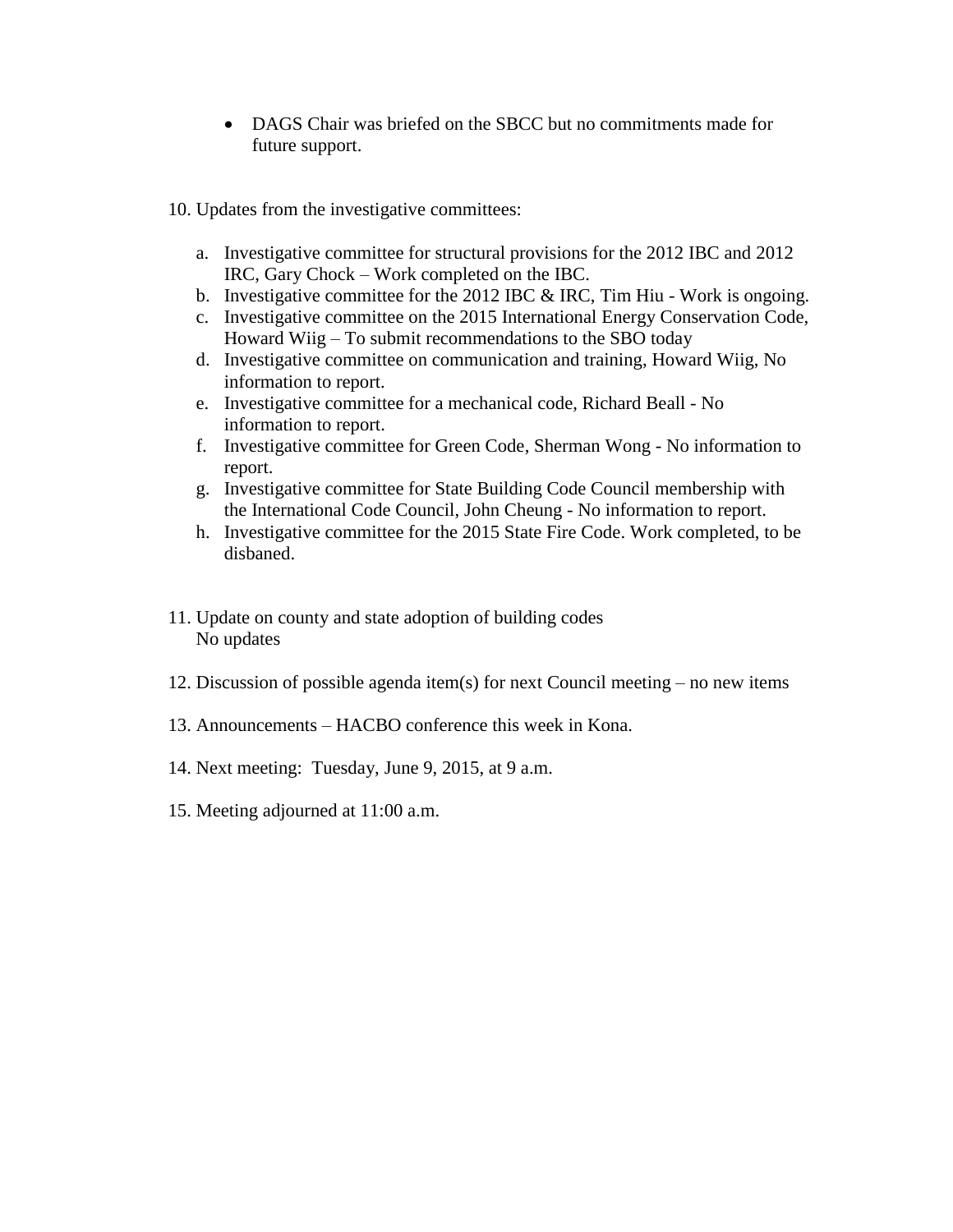- DAGS Chair was briefed on the SBCC but no commitments made for future support.

10. Updates from the investigative committees:

    a. Investigative committee for structural provisions for the 2012 IBC and 2012 IRC, Gary Chock – Work completed on the IBC.
    b. Investigative committee for the 2012 IBC & IRC, Tim Hiu - Work is ongoing.
    c. Investigative committee on the 2015 International Energy Conservation Code, Howard Wiig – To submit recommendations to the SBO today
    d. Investigative committee on communication and training, Howard Wiig, No information to report.
    e. Investigative committee for a mechanical code, Richard Beall - No information to report.
    f. Investigative committee for Green Code, Sherman Wong - No information to report.
    g. Investigative committee for State Building Code Council membership with the International Code Council, John Cheung - No information to report.
    h. Investigative committee for the 2015 State Fire Code. Work completed, to be disbaned.

11. Update on county and state adoption of building codes
    No updates

12. Discussion of possible agenda item(s) for next Council meeting – no new items

13. Announcements – HACBO conference this week in Kona.

14. Next meeting: Tuesday, June 9, 2015, at 9 a.m.

15. Meeting adjourned at 11:00 a.m.